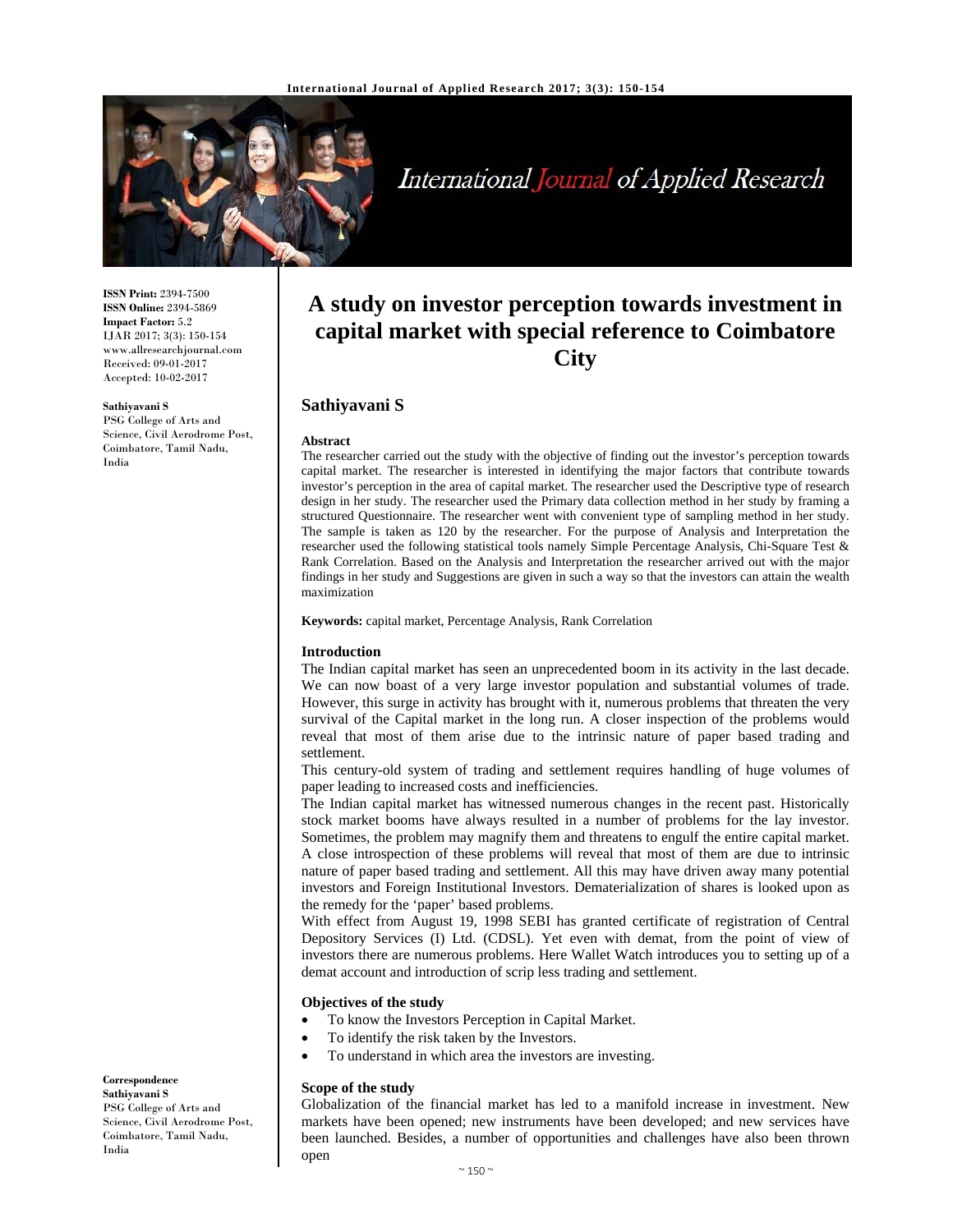# A study on investor perception towards investment in capital market with special reference to Coimbatore City

**ISSN Print:** 2394-7500
**ISSN Online:** 2394-5869
**Impact Factor:** 5.2
IJAR 2017; 3(3): 150-154
www.allresearchjournal.com
Received: 09-01-2017
Accepted: 10-02-2017

**Sathiyavani S**
PSG College of Arts and Science, Civil Aerodrome Post, Coimbatore, Tamil Nadu, India

**Correspondence**
**Sathiyavani S**
PSG College of Arts and Science, Civil Aerodrome Post, Coimbatore, Tamil Nadu, India

## Sathiyavani S

### Abstract

The researcher carried out the study with the objective of finding out the investor's perception towards capital market. The researcher is interested in identifying the major factors that contribute towards investor's perception in the area of capital market. The researcher used the Descriptive type of research design in her study. The researcher used the Primary data collection method in her study by framing a structured Questionnaire. The researcher went with convenient type of sampling method in her study. The sample is taken as 120 by the researcher. For the purpose of Analysis and Interpretation the researcher used the following statistical tools namely Simple Percentage Analysis, Chi-Square Test & Rank Correlation. Based on the Analysis and Interpretation the researcher arrived out with the major findings in her study and Suggestions are given in such a way so that the investors can attain the wealth maximization

**Keywords:** capital market, Percentage Analysis, Rank Correlation

### Introduction

The Indian capital market has seen an unprecedented boom in its activity in the last decade. We can now boast of a very large investor population and substantial volumes of trade. However, this surge in activity has brought with it, numerous problems that threaten the very survival of the Capital market in the long run. A closer inspection of the problems would reveal that most of them arise due to the intrinsic nature of paper based trading and settlement.

This century-old system of trading and settlement requires handling of huge volumes of paper leading to increased costs and inefficiencies.

The Indian capital market has witnessed numerous changes in the recent past. Historically stock market booms have always resulted in a number of problems for the lay investor. Sometimes, the problem may magnify them and threatens to engulf the entire capital market. A close introspection of these problems will reveal that most of them are due to intrinsic nature of paper based trading and settlement. All this may have driven away many potential investors and Foreign Institutional Investors. Dematerialization of shares is looked upon as the remedy for the 'paper' based problems.

With effect from August 19, 1998 SEBI has granted certificate of registration of Central Depository Services (I) Ltd. (CDSL). Yet even with demat, from the point of view of investors there are numerous problems. Here Wallet Watch introduces you to setting up of a demat account and introduction of scrip less trading and settlement.

### Objectives of the study

- To know the Investors Perception in Capital Market.
- To identify the risk taken by the Investors.
- To understand in which area the investors are investing.

### Scope of the study

Globalization of the financial market has led to a manifold increase in investment. New markets have been opened; new instruments have been developed; and new services have been launched. Besides, a number of opportunities and challenges have also been thrown open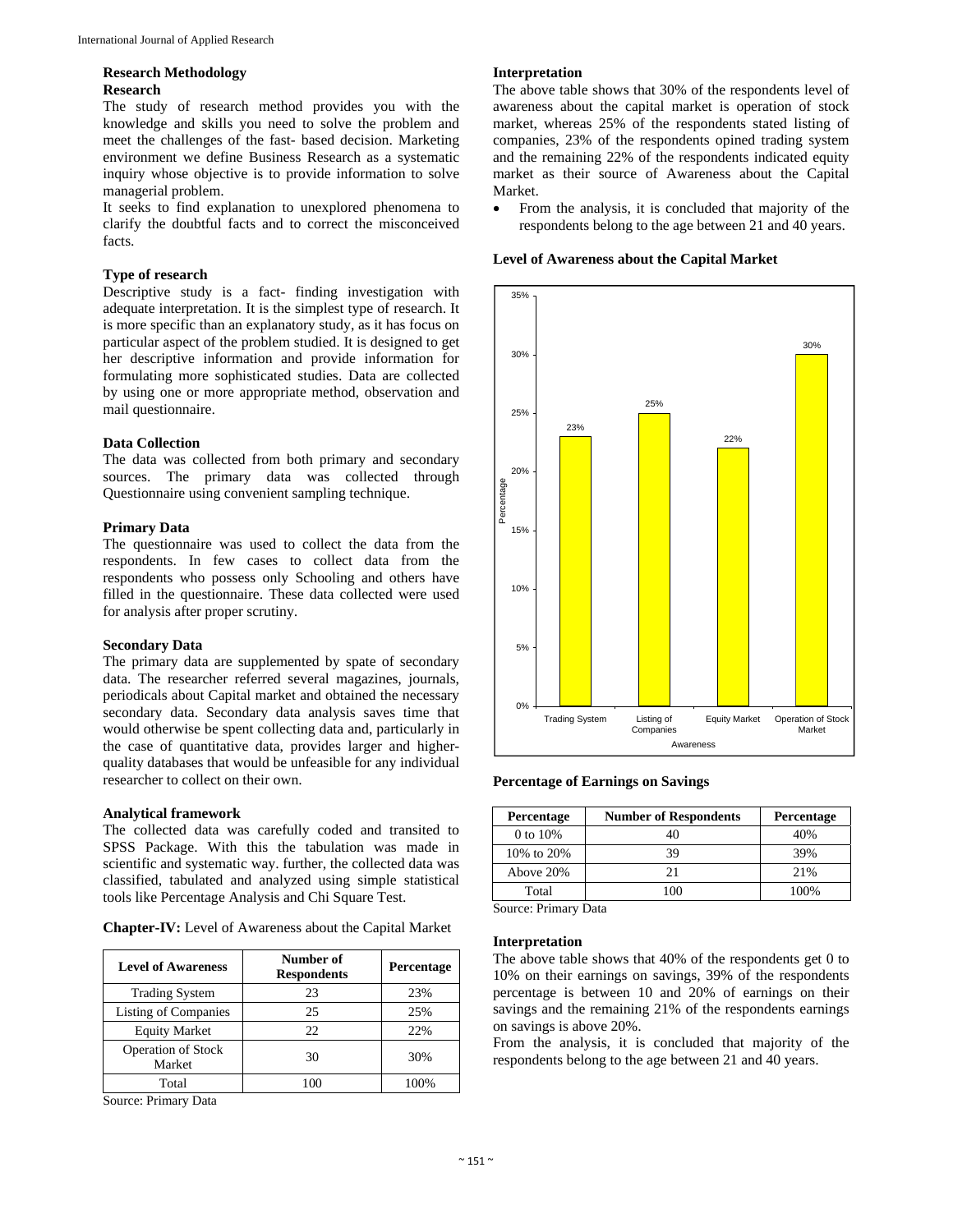### Research Methodology

#### Research

The study of research method provides you with the knowledge and skills you need to solve the problem and meet the challenges of the fast- based decision. Marketing environment we define Business Research as a systematic inquiry whose objective is to provide information to solve managerial problem.

It seeks to find explanation to unexplored phenomena to clarify the doubtful facts and to correct the misconceived facts.

#### Type of research

Descriptive study is a fact- finding investigation with adequate interpretation. It is the simplest type of research. It is more specific than an explanatory study, as it has focus on particular aspect of the problem studied. It is designed to get her descriptive information and provide information for formulating more sophisticated studies. Data are collected by using one or more appropriate method, observation and mail questionnaire.

#### Data Collection

The data was collected from both primary and secondary sources. The primary data was collected through Questionnaire using convenient sampling technique.

#### Primary Data

The questionnaire was used to collect the data from the respondents. In few cases to collect data from the respondents who possess only Schooling and others have filled in the questionnaire. These data collected were used for analysis after proper scrutiny.

#### Secondary Data

The primary data are supplemented by spate of secondary data. The researcher referred several magazines, journals, periodicals about Capital market and obtained the necessary secondary data. Secondary data analysis saves time that would otherwise be spent collecting data and, particularly in the case of quantitative data, provides larger and higher-quality databases that would be unfeasible for any individual researcher to collect on their own.

#### Analytical framework

The collected data was carefully coded and transited to SPSS Package. With this the tabulation was made in scientific and systematic way. further, the collected data was classified, tabulated and analyzed using simple statistical tools like Percentage Analysis and Chi Square Test.

**Chapter-IV:** Level of Awareness about the Capital Market

| Level of Awareness | Number of Respondents | Percentage |
|---|---|---|
| Trading System | 23 | 23% |
| Listing of Companies | 25 | 25% |
| Equity Market | 22 | 22% |
| Operation of Stock Market | 30 | 30% |
| Total | 100 | 100% |

Source: Primary Data

#### Interpretation

The above table shows that 30% of the respondents level of awareness about the capital market is operation of stock market, whereas 25% of the respondents stated listing of companies, 23% of the respondents opined trading system and the remaining 22% of the respondents indicated equity market as their source of Awareness about the Capital Market.

- From the analysis, it is concluded that majority of the respondents belong to the age between 21 and 40 years.

#### Level of Awareness about the Capital Market

| Awareness | Percentage |
|---|---|
| Trading System | 23% |
| Listing of Companies | 25% |
| Equity Market | 22% |
| Operation of Stock Market | 30% |

#### Percentage of Earnings on Savings

| Percentage | Number of Respondents | Percentage |
|---|---|---|
| 0 to 10% | 40 | 40% |
| 10% to 20% | 39 | 39% |
| Above 20% | 21 | 21% |
| Total | 100 | 100% |

Source: Primary Data

#### Interpretation

The above table shows that 40% of the respondents get 0 to 10% on their earnings on savings, 39% of the respondents percentage is between 10 and 20% of earnings on their savings and the remaining 21% of the respondents earnings on savings is above 20%.

From the analysis, it is concluded that majority of the respondents belong to the age between 21 and 40 years.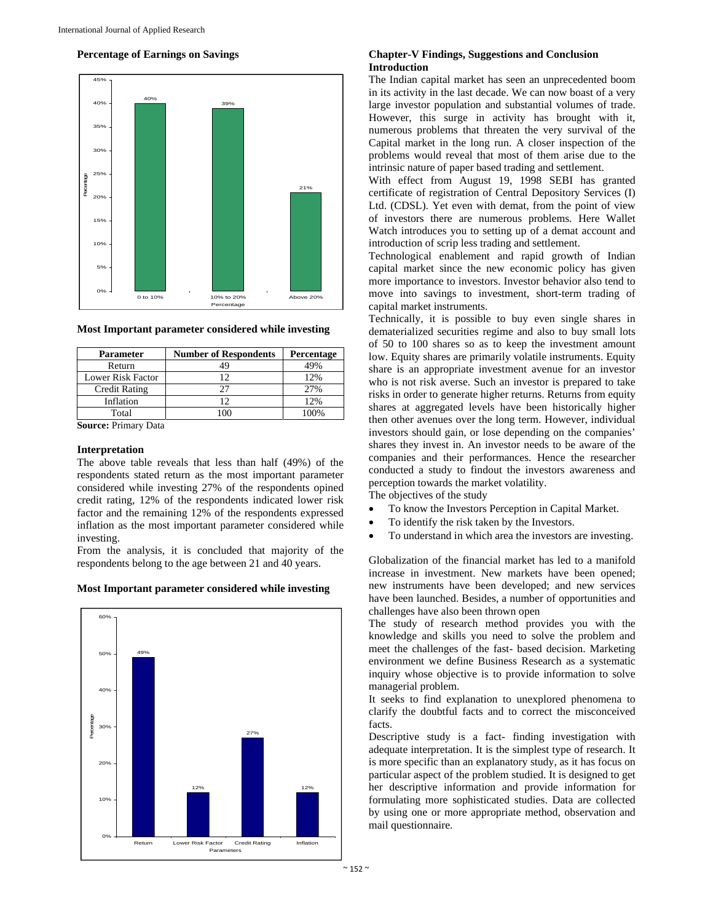**Percentage of Earnings on Savings**

**Most Important parameter considered while investing**

| Parameter | Number of Respondents | Percentage |
|---|---|---|
| Return | 49 | 49% |
| Lower Risk Factor | 12 | 12% |
| Credit Rating | 27 | 27% |
| Inflation | 12 | 12% |
| Total | 100 | 100% |

**Source:** Primary Data

**Interpretation**

The above table reveals that less than half (49%) of the respondents stated return as the most important parameter considered while investing 27% of the respondents opined credit rating, 12% of the respondents indicated lower risk factor and the remaining 12% of the respondents expressed inflation as the most important parameter considered while investing.

From the analysis, it is concluded that majority of the respondents belong to the age between 21 and 40 years.

**Most Important parameter considered while investing**

## Chapter-V Findings, Suggestions and Conclusion

### Introduction

The Indian capital market has seen an unprecedented boom in its activity in the last decade. We can now boast of a very large investor population and substantial volumes of trade. However, this surge in activity has brought with it, numerous problems that threaten the very survival of the Capital market in the long run. A closer inspection of the problems would reveal that most of them arise due to the intrinsic nature of paper based trading and settlement.

With effect from August 19, 1998 SEBI has granted certificate of registration of Central Depository Services (I) Ltd. (CDSL). Yet even with demat, from the point of view of investors there are numerous problems. Here Wallet Watch introduces you to setting up of a demat account and introduction of scrip less trading and settlement.

Technological enablement and rapid growth of Indian capital market since the new economic policy has given more importance to investors. Investor behavior also tend to move into savings to investment, short-term trading of capital market instruments.

Technically, it is possible to buy even single shares in dematerialized securities regime and also to buy small lots of 50 to 100 shares so as to keep the investment amount low. Equity shares are primarily volatile instruments. Equity share is an appropriate investment avenue for an investor who is not risk averse. Such an investor is prepared to take risks in order to generate higher returns. Returns from equity shares at aggregated levels have been historically higher then other avenues over the long term. However, individual investors should gain, or lose depending on the companies' shares they invest in. An investor needs to be aware of the companies and their performances. Hence the researcher conducted a study to findout the investors awareness and perception towards the market volatility.

The objectives of the study

- To know the Investors Perception in Capital Market.
- To identify the risk taken by the Investors.
- To understand in which area the investors are investing.

Globalization of the financial market has led to a manifold increase in investment. New markets have been opened; new instruments have been developed; and new services have been launched. Besides, a number of opportunities and challenges have also been thrown open

The study of research method provides you with the knowledge and skills you need to solve the problem and meet the challenges of the fast- based decision. Marketing environment we define Business Research as a systematic inquiry whose objective is to provide information to solve managerial problem.

It seeks to find explanation to unexplored phenomena to clarify the doubtful facts and to correct the misconceived facts.

Descriptive study is a fact- finding investigation with adequate interpretation. It is the simplest type of research. It is more specific than an explanatory study, as it has focus on particular aspect of the problem studied. It is designed to get her descriptive information and provide information for formulating more sophisticated studies. Data are collected by using one or more appropriate method, observation and mail questionnaire.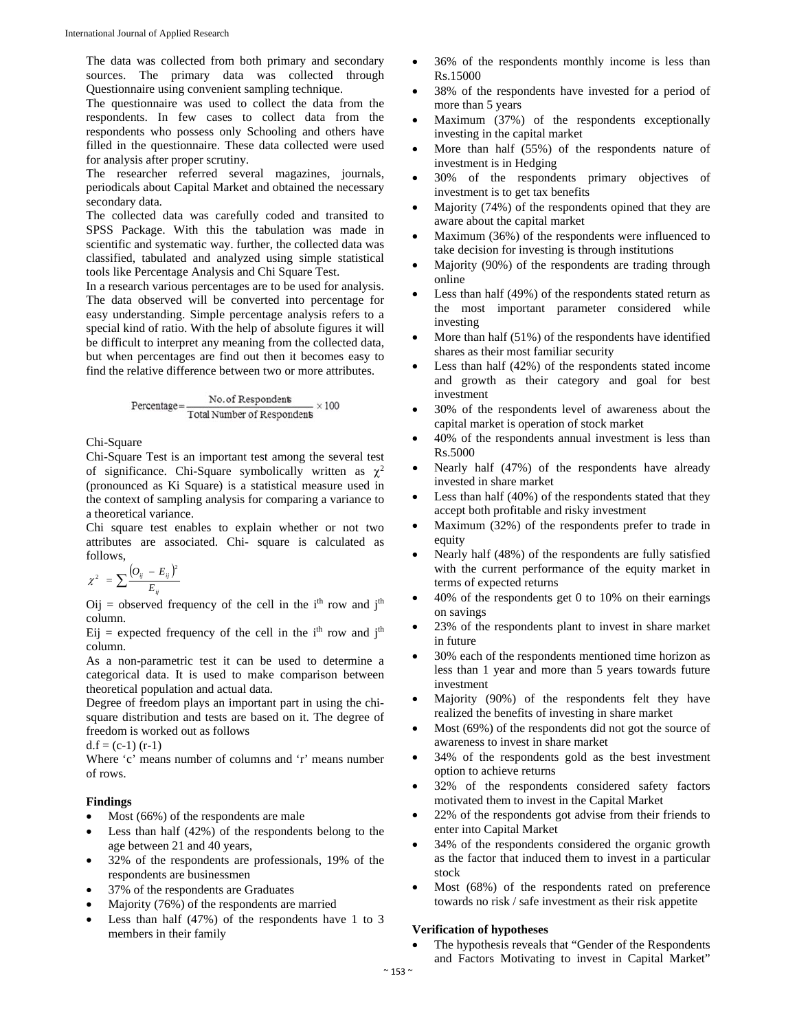The data was collected from both primary and secondary sources. The primary data was collected through Questionnaire using convenient sampling technique.

The questionnaire was used to collect the data from the respondents. In few cases to collect data from the respondents who possess only Schooling and others have filled in the questionnaire. These data collected were used for analysis after proper scrutiny.

The researcher referred several magazines, journals, periodicals about Capital Market and obtained the necessary secondary data.

The collected data was carefully coded and transited to SPSS Package. With this the tabulation was made in scientific and systematic way. further, the collected data was classified, tabulated and analyzed using simple statistical tools like Percentage Analysis and Chi Square Test.

In a research various percentages are to be used for analysis. The data observed will be converted into percentage for easy understanding. Simple percentage analysis refers to a special kind of ratio. With the help of absolute figures it will be difficult to interpret any meaning from the collected data, but when percentages are find out then it becomes easy to find the relative difference between two or more attributes.

$$\text{Percentage} = \frac{\text{No. of Respondents}}{\text{Total Number of Respondents}} \times 100$$

Chi-Square

Chi-Square Test is an important test among the several test of significance. Chi-Square symbolically written as $\chi^2$ (pronounced as Ki Square) is a statistical measure used in the context of sampling analysis for comparing a variance to a theoretical variance.

Chi square test enables to explain whether or not two attributes are associated. Chi- square is calculated as follows,

$$\chi^2 = \sum \frac{(O_{ij} - E_{ij})^2}{E_{ij}}$$

Oij = observed frequency of the cell in the $i^{th}$ row and $j^{th}$ column.

Eij = expected frequency of the cell in the $i^{th}$ row and $j^{th}$ column.

As a non-parametric test it can be used to determine a categorical data. It is used to make comparison between theoretical population and actual data.

Degree of freedom plays an important part in using the chi-square distribution and tests are based on it. The degree of freedom is worked out as follows

d.f = (c-1) (r-1)

Where 'c' means number of columns and 'r' means number of rows.

**Findings**

- Most (66%) of the respondents are male
- Less than half (42%) of the respondents belong to the age between 21 and 40 years,
- 32% of the respondents are professionals, 19% of the respondents are businessmen
- 37% of the respondents are Graduates
- Majority (76%) of the respondents are married
- Less than half (47%) of the respondents have 1 to 3 members in their family
- 36% of the respondents monthly income is less than Rs.15000
- 38% of the respondents have invested for a period of more than 5 years
- Maximum (37%) of the respondents exceptionally investing in the capital market
- More than half (55%) of the respondents nature of investment is in Hedging
- 30% of the respondents primary objectives of investment is to get tax benefits
- Majority (74%) of the respondents opined that they are aware about the capital market
- Maximum (36%) of the respondents were influenced to take decision for investing is through institutions
- Majority (90%) of the respondents are trading through online
- Less than half (49%) of the respondents stated return as the most important parameter considered while investing
- More than half (51%) of the respondents have identified shares as their most familiar security
- Less than half (42%) of the respondents stated income and growth as their category and goal for best investment
- 30% of the respondents level of awareness about the capital market is operation of stock market
- 40% of the respondents annual investment is less than Rs.5000
- Nearly half (47%) of the respondents have already invested in share market
- Less than half (40%) of the respondents stated that they accept both profitable and risky investment
- Maximum (32%) of the respondents prefer to trade in equity
- Nearly half (48%) of the respondents are fully satisfied with the current performance of the equity market in terms of expected returns
- 40% of the respondents get 0 to 10% on their earnings on savings
- 23% of the respondents plant to invest in share market in future
- 30% each of the respondents mentioned time horizon as less than 1 year and more than 5 years towards future investment
- Majority (90%) of the respondents felt they have realized the benefits of investing in share market
- Most (69%) of the respondents did not got the source of awareness to invest in share market
- 34% of the respondents gold as the best investment option to achieve returns
- 32% of the respondents considered safety factors motivated them to invest in the Capital Market
- 22% of the respondents got advise from their friends to enter into Capital Market
- 34% of the respondents considered the organic growth as the factor that induced them to invest in a particular stock
- Most (68%) of the respondents rated on preference towards no risk / safe investment as their risk appetite

**Verification of hypotheses**

- The hypothesis reveals that "Gender of the Respondents and Factors Motivating to invest in Capital Market"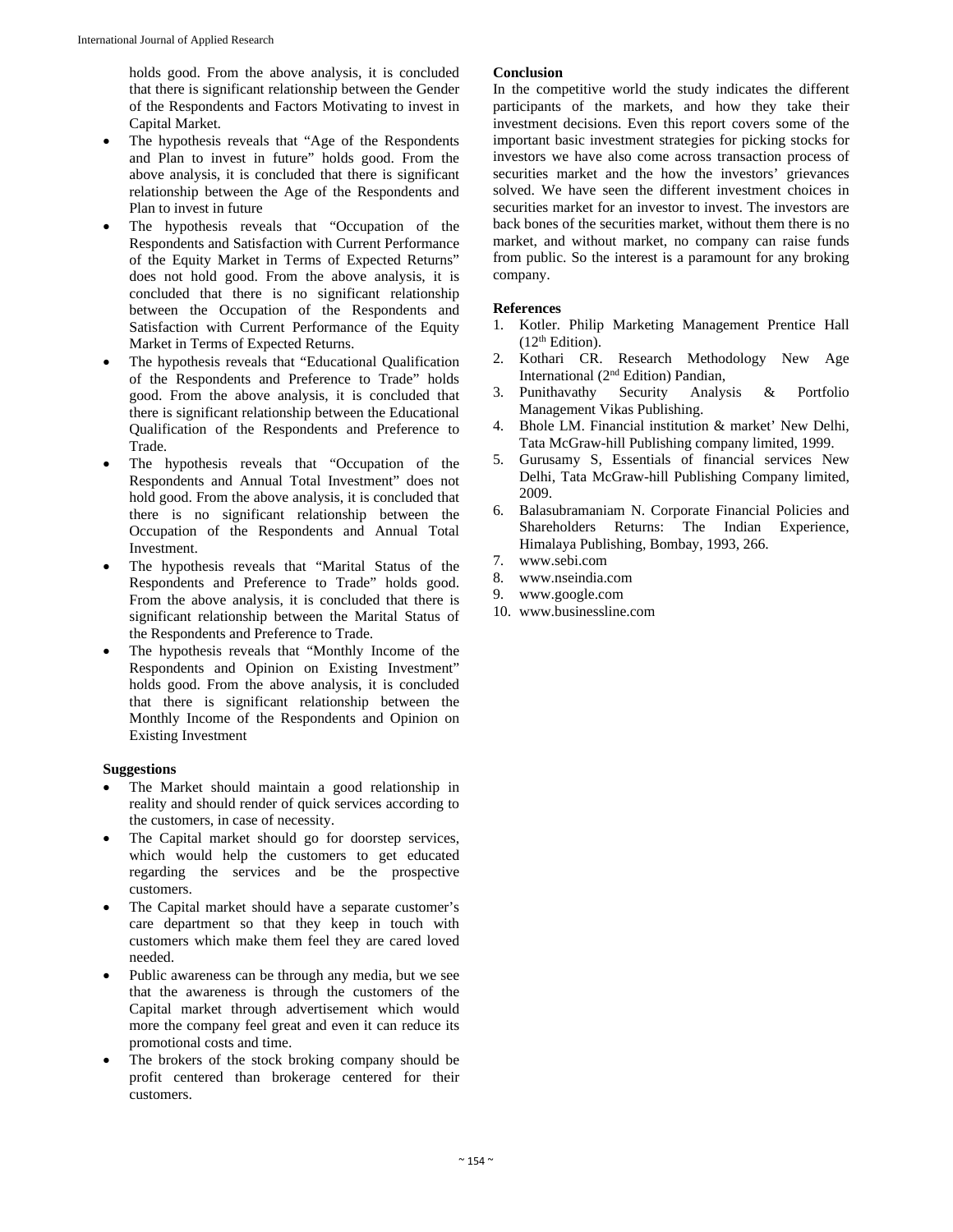holds good. From the above analysis, it is concluded that there is significant relationship between the Gender of the Respondents and Factors Motivating to invest in Capital Market.

- The hypothesis reveals that "Age of the Respondents and Plan to invest in future" holds good. From the above analysis, it is concluded that there is significant relationship between the Age of the Respondents and Plan to invest in future
- The hypothesis reveals that "Occupation of the Respondents and Satisfaction with Current Performance of the Equity Market in Terms of Expected Returns" does not hold good. From the above analysis, it is concluded that there is no significant relationship between the Occupation of the Respondents and Satisfaction with Current Performance of the Equity Market in Terms of Expected Returns.
- The hypothesis reveals that "Educational Qualification of the Respondents and Preference to Trade" holds good. From the above analysis, it is concluded that there is significant relationship between the Educational Qualification of the Respondents and Preference to Trade.
- The hypothesis reveals that "Occupation of the Respondents and Annual Total Investment" does not hold good. From the above analysis, it is concluded that there is no significant relationship between the Occupation of the Respondents and Annual Total Investment.
- The hypothesis reveals that "Marital Status of the Respondents and Preference to Trade" holds good. From the above analysis, it is concluded that there is significant relationship between the Marital Status of the Respondents and Preference to Trade.
- The hypothesis reveals that "Monthly Income of the Respondents and Opinion on Existing Investment" holds good. From the above analysis, it is concluded that there is significant relationship between the Monthly Income of the Respondents and Opinion on Existing Investment

**Suggestions**

- The Market should maintain a good relationship in reality and should render of quick services according to the customers, in case of necessity.
- The Capital market should go for doorstep services, which would help the customers to get educated regarding the services and be the prospective customers.
- The Capital market should have a separate customer's care department so that they keep in touch with customers which make them feel they are cared loved needed.
- Public awareness can be through any media, but we see that the awareness is through the customers of the Capital market through advertisement which would more the company feel great and even it can reduce its promotional costs and time.
- The brokers of the stock broking company should be profit centered than brokerage centered for their customers.

**Conclusion**

In the competitive world the study indicates the different participants of the markets, and how they take their investment decisions. Even this report covers some of the important basic investment strategies for picking stocks for investors we have also come across transaction process of securities market and the how the investors' grievances solved. We have seen the different investment choices in securities market for an investor to invest. The investors are back bones of the securities market, without them there is no market, and without market, no company can raise funds from public. So the interest is a paramount for any broking company.

**References**

1. Kotler. Philip Marketing Management Prentice Hall (12th Edition).
2. Kothari CR. Research Methodology New Age International (2nd Edition) Pandian,
3. Punithavathy Security Analysis & Portfolio Management Vikas Publishing.
4. Bhole LM. Financial institution & market' New Delhi, Tata McGraw-hill Publishing company limited, 1999.
5. Gurusamy S, Essentials of financial services New Delhi, Tata McGraw-hill Publishing Company limited, 2009.
6. Balasubramaniam N. Corporate Financial Policies and Shareholders Returns: The Indian Experience, Himalaya Publishing, Bombay, 1993, 266.
7. www.sebi.com
8. www.nseindia.com
9. www.google.com
10. www.businessline.com